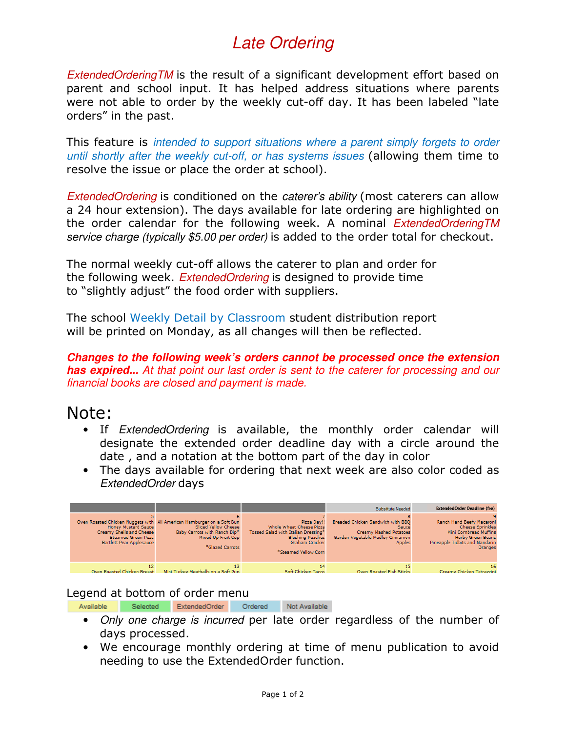# Late Ordering

*ExtendedOrderingTM* is the result of a significant development effort based on parent and school input. It has helped address situations where parents were not able to order by the weekly cut-off day. It has been labeled “late orders” in the past.

This feature is *intended to support situations where a parent simply forgets to order until shortly after the weekly cut-off, or has systems issues* (allowing them time to resolve the issue or place the order at school).

*ExtendedOrdering* is conditioned on the *caterer's ability* (most caterers can allow a 24 hour extension). The days available for late ordering are highlighted on the order calendar for the following week. A nominal *ExtendedOrderingTM service charge (typically $5.00 per order)* is added to the order total for checkout.

The normal weekly cut-off allows the caterer to plan and order for the following week. *ExtendedOrdering* is designed to provide time to “slightly adjust” the food order with suppliers.

The school Weekly Detail by Classroom student distribution report will be printed on Monday, as all changes will then be reflected.

***Changes to the following week's orders cannot be processed once the extension has expired...*** *At that point our last order is sent to the caterer for processing and our financial books are closed and payment is made.*

## Note:

- If *ExtendedOrdering* is available, the monthly order calendar will designate the extended order deadline day with a circle around the date , and a notation at the bottom part of the day in color
- The days available for ordering that next week are also color coded as *ExtendedOrder* days

| | | | Subsitute Needed | ExtendedOrder Deadline (fee) |
|---|---|---|---|---|
| 5 Oven Roasted Chicken Nuggets with Honey Mustard Sauce Creamy Shells and Cheese Steamed Green Peas Bartlett Pear Applesauce | 6 All American Hamburger on a Soft Bun Sliced Yellow Cheese Baby Carrots with Ranch Dip* Mixed Up Fruit Cup *Glazed Carrots | 7 Pizza Day!! Whole Wheat Cheese Pizza Tossed Salad with Italian Dressing* Blushing Peaches Graham Cracker *Steamed Yellow Corn | 8 Breaded Chicken Sandwich with BBQ Sauce Creamy Mashed Potatoes Garden Vegetable Medley Cinnamon Apples | 9 Ranch Hand Beefy Macaroni Cheese Sprinkles Mini Cornbread Muffins Herby Green Beans Pineapple Tidbits and Mandarin Oranges |
| 12 Oven Roasted Chicken Breast | 13 Mini Turkey Meatballs on a Soft Bun | 14 Soft Chicken Tacos | 15 Oven Roasted Fish Sticks | 16 Creamy Chicken Tetrazzini |

Legend at bottom of order menu

| Available | Selected | ExtendedOrder | Ordered | Not Available |
|---|---|---|---|---|

- *Only one charge is incurred* per late order regardless of the number of days processed.
- We encourage monthly ordering at time of menu publication to avoid needing to use the ExtendedOrder function.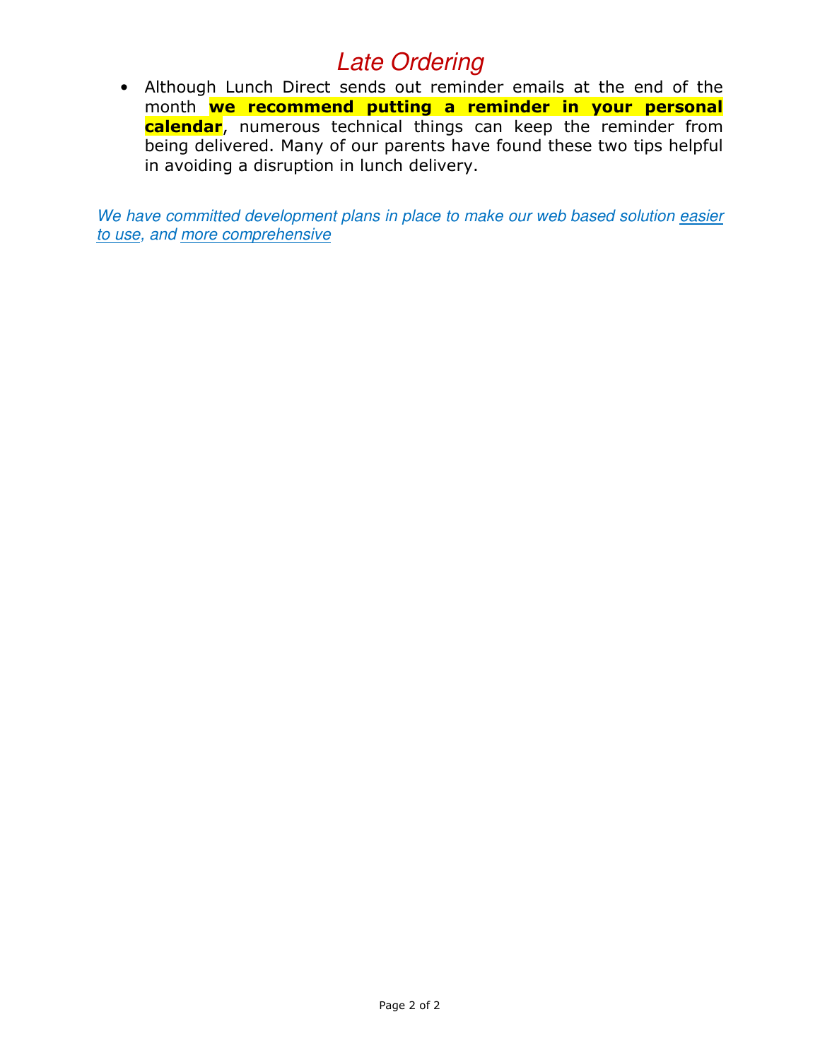# *Late Ordering*

- Although Lunch Direct sends out reminder emails at the end of the month **we recommend putting a reminder in your personal calendar**, numerous technical things can keep the reminder from being delivered. Many of our parents have found these two tips helpful in avoiding a disruption in lunch delivery.

*We have committed development plans in place to make our web based solution easier to use, and more comprehensive*